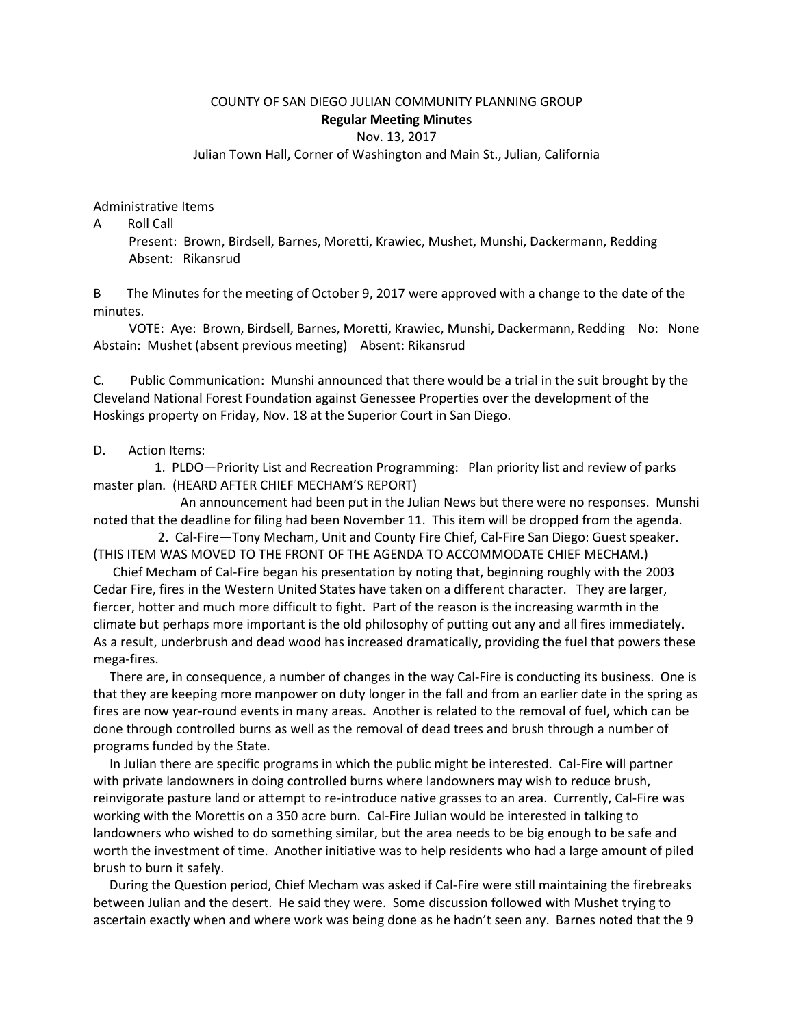COUNTY OF SAN DIEGO JULIAN COMMUNITY PLANNING GROUP

**Regular Meeting Minutes**

Nov. 13, 2017

Julian Town Hall, Corner of Washington and Main St., Julian, California

Administrative Items

A Roll Call

Present: Brown, Birdsell, Barnes, Moretti, Krawiec, Mushet, Munshi, Dackermann, Redding
Absent: Rikansrud

B The Minutes for the meeting of October 9, 2017 were approved with a change to the date of the minutes.

VOTE: Aye: Brown, Birdsell, Barnes, Moretti, Krawiec, Munshi, Dackermann, Redding No: None Abstain: Mushet (absent previous meeting) Absent: Rikansrud

C. Public Communication: Munshi announced that there would be a trial in the suit brought by the Cleveland National Forest Foundation against Genessee Properties over the development of the Hoskings property on Friday, Nov. 18 at the Superior Court in San Diego.

D. Action Items:

1. PLDO—Priority List and Recreation Programming: Plan priority list and review of parks master plan. (HEARD AFTER CHIEF MECHAM'S REPORT)

An announcement had been put in the Julian News but there were no responses. Munshi noted that the deadline for filing had been November 11. This item will be dropped from the agenda.

2. Cal-Fire—Tony Mecham, Unit and County Fire Chief, Cal-Fire San Diego: Guest speaker. (THIS ITEM WAS MOVED TO THE FRONT OF THE AGENDA TO ACCOMMODATE CHIEF MECHAM.)

Chief Mecham of Cal-Fire began his presentation by noting that, beginning roughly with the 2003 Cedar Fire, fires in the Western United States have taken on a different character. They are larger, fiercer, hotter and much more difficult to fight. Part of the reason is the increasing warmth in the climate but perhaps more important is the old philosophy of putting out any and all fires immediately. As a result, underbrush and dead wood has increased dramatically, providing the fuel that powers these mega-fires.

There are, in consequence, a number of changes in the way Cal-Fire is conducting its business. One is that they are keeping more manpower on duty longer in the fall and from an earlier date in the spring as fires are now year-round events in many areas. Another is related to the removal of fuel, which can be done through controlled burns as well as the removal of dead trees and brush through a number of programs funded by the State.

In Julian there are specific programs in which the public might be interested. Cal-Fire will partner with private landowners in doing controlled burns where landowners may wish to reduce brush, reinvigorate pasture land or attempt to re-introduce native grasses to an area. Currently, Cal-Fire was working with the Morettis on a 350 acre burn. Cal-Fire Julian would be interested in talking to landowners who wished to do something similar, but the area needs to be big enough to be safe and worth the investment of time. Another initiative was to help residents who had a large amount of piled brush to burn it safely.

During the Question period, Chief Mecham was asked if Cal-Fire were still maintaining the firebreaks between Julian and the desert. He said they were. Some discussion followed with Mushet trying to ascertain exactly when and where work was being done as he hadn't seen any. Barnes noted that the 9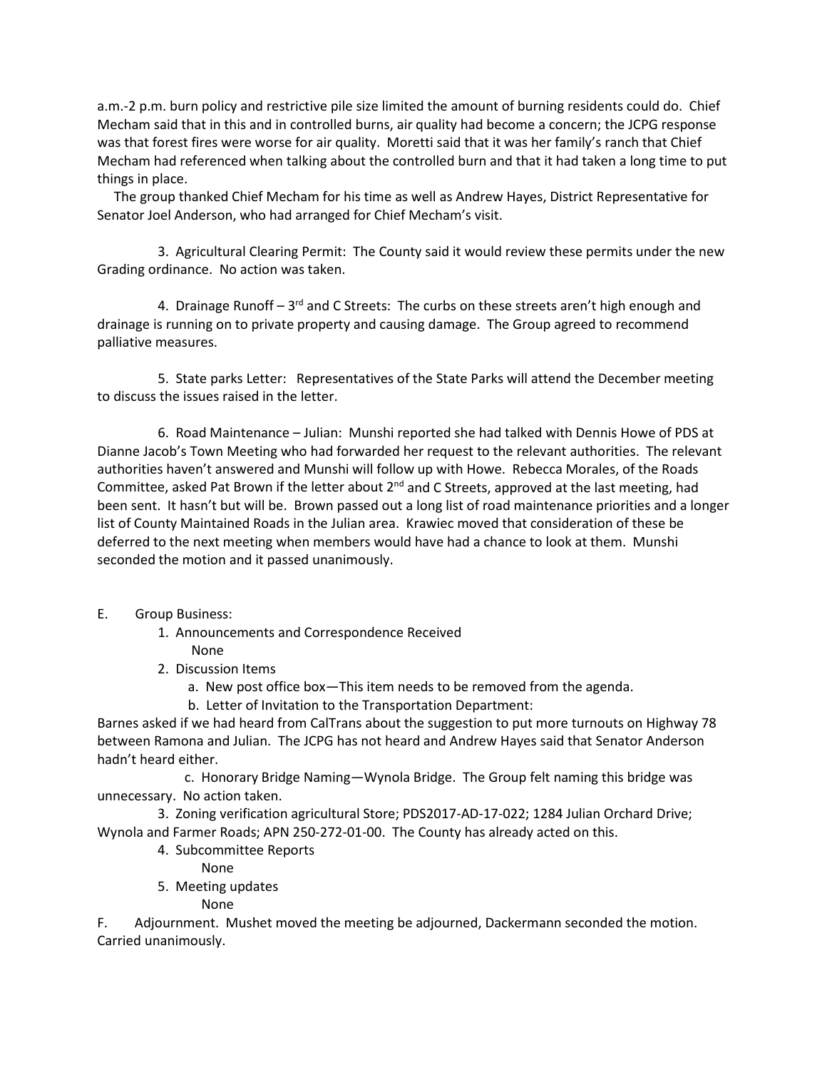a.m.-2 p.m. burn policy and restrictive pile size limited the amount of burning residents could do. Chief Mecham said that in this and in controlled burns, air quality had become a concern; the JCPG response was that forest fires were worse for air quality. Moretti said that it was her family's ranch that Chief Mecham had referenced when talking about the controlled burn and that it had taken a long time to put things in place.

The group thanked Chief Mecham for his time as well as Andrew Hayes, District Representative for Senator Joel Anderson, who had arranged for Chief Mecham's visit.

3. Agricultural Clearing Permit: The County said it would review these permits under the new Grading ordinance. No action was taken.

4. Drainage Runoff – 3rd and C Streets: The curbs on these streets aren't high enough and drainage is running on to private property and causing damage. The Group agreed to recommend palliative measures.

5. State parks Letter: Representatives of the State Parks will attend the December meeting to discuss the issues raised in the letter.

6. Road Maintenance – Julian: Munshi reported she had talked with Dennis Howe of PDS at Dianne Jacob's Town Meeting who had forwarded her request to the relevant authorities. The relevant authorities haven't answered and Munshi will follow up with Howe. Rebecca Morales, of the Roads Committee, asked Pat Brown if the letter about 2nd and C Streets, approved at the last meeting, had been sent. It hasn't but will be. Brown passed out a long list of road maintenance priorities and a longer list of County Maintained Roads in the Julian area. Krawiec moved that consideration of these be deferred to the next meeting when members would have had a chance to look at them. Munshi seconded the motion and it passed unanimously.

E. Group Business:

1. Announcements and Correspondence Received
   None
2. Discussion Items
   a. New post office box—This item needs to be removed from the agenda.
   b. Letter of Invitation to the Transportation Department:

Barnes asked if we had heard from CalTrans about the suggestion to put more turnouts on Highway 78 between Ramona and Julian. The JCPG has not heard and Andrew Hayes said that Senator Anderson hadn't heard either.

   c. Honorary Bridge Naming—Wynola Bridge. The Group felt naming this bridge was unnecessary. No action taken.

3. Zoning verification agricultural Store; PDS2017-AD-17-022; 1284 Julian Orchard Drive; Wynola and Farmer Roads; APN 250-272-01-00. The County has already acted on this.
4. Subcommittee Reports
   None
5. Meeting updates
   None

F. Adjournment. Mushet moved the meeting be adjourned, Dackermann seconded the motion. Carried unanimously.